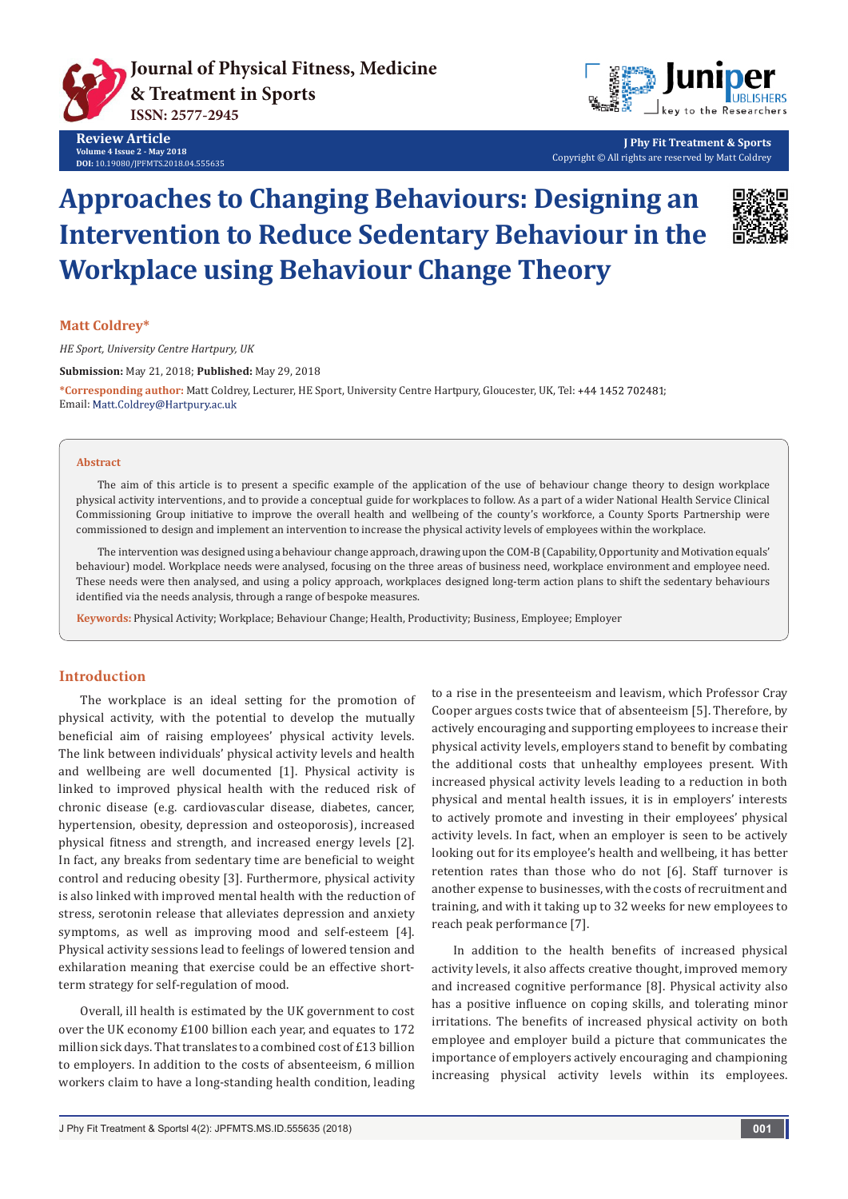# Approaches to Changing Behaviours: Designing an Intervention to Reduce Sedentary Behaviour in the Workplace using Behaviour Change Theory

**Matt Coldrey***

*HE Sport, University Centre Hartpury, UK*

**Submission:** May 21, 2018; **Published:** May 29, 2018

***Corresponding author:** Matt Coldrey, Lecturer, HE Sport, University Centre Hartpury, Gloucester, UK, Tel: +44 1452 702481; Email: Matt.Coldrey@Hartpury.ac.uk

## Abstract

The aim of this article is to present a specific example of the application of the use of behaviour change theory to design workplace physical activity interventions, and to provide a conceptual guide for workplaces to follow. As a part of a wider National Health Service Clinical Commissioning Group initiative to improve the overall health and wellbeing of the county's workforce, a County Sports Partnership were commissioned to design and implement an intervention to increase the physical activity levels of employees within the workplace.

The intervention was designed using a behaviour change approach, drawing upon the COM-B (Capability, Opportunity and Motivation equals' behaviour) model. Workplace needs were analysed, focusing on the three areas of business need, workplace environment and employee need. These needs were then analysed, and using a policy approach, workplaces designed long-term action plans to shift the sedentary behaviours identified via the needs analysis, through a range of bespoke measures.

**Keywords:** Physical Activity; Workplace; Behaviour Change; Health, Productivity; Business, Employee; Employer

## Introduction

The workplace is an ideal setting for the promotion of physical activity, with the potential to develop the mutually beneficial aim of raising employees' physical activity levels. The link between individuals' physical activity levels and health and wellbeing are well documented [1]. Physical activity is linked to improved physical health with the reduced risk of chronic disease (e.g. cardiovascular disease, diabetes, cancer, hypertension, obesity, depression and osteoporosis), increased physical fitness and strength, and increased energy levels [2]. In fact, any breaks from sedentary time are beneficial to weight control and reducing obesity [3]. Furthermore, physical activity is also linked with improved mental health with the reduction of stress, serotonin release that alleviates depression and anxiety symptoms, as well as improving mood and self-esteem [4]. Physical activity sessions lead to feelings of lowered tension and exhilaration meaning that exercise could be an effective short-term strategy for self-regulation of mood.

Overall, ill health is estimated by the UK government to cost over the UK economy £100 billion each year, and equates to 172 million sick days. That translates to a combined cost of £13 billion to employers. In addition to the costs of absenteeism, 6 million workers claim to have a long-standing health condition, leading to a rise in the presenteeism and leavism, which Professor Cray Cooper argues costs twice that of absenteeism [5]. Therefore, by actively encouraging and supporting employees to increase their physical activity levels, employers stand to benefit by combating the additional costs that unhealthy employees present. With increased physical activity levels leading to a reduction in both physical and mental health issues, it is in employers' interests to actively promote and investing in their employees' physical activity levels. In fact, when an employer is seen to be actively looking out for its employee's health and wellbeing, it has better retention rates than those who do not [6]. Staff turnover is another expense to businesses, with the costs of recruitment and training, and with it taking up to 32 weeks for new employees to reach peak performance [7].

In addition to the health benefits of increased physical activity levels, it also affects creative thought, improved memory and increased cognitive performance [8]. Physical activity also has a positive influence on coping skills, and tolerating minor irritations. The benefits of increased physical activity on both employee and employer build a picture that communicates the importance of employers actively encouraging and championing increasing physical activity levels within its employees.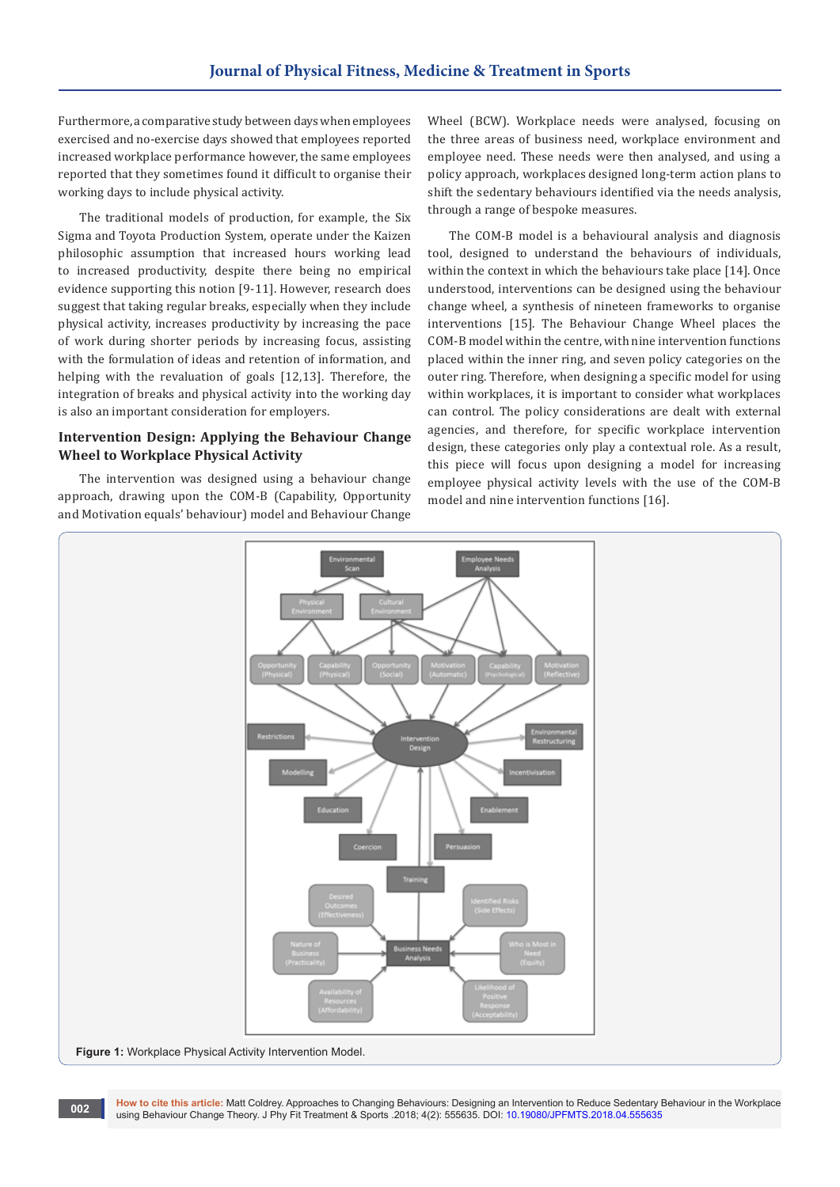Furthermore, a comparative study between days when employees exercised and no-exercise days showed that employees reported increased workplace performance however, the same employees reported that they sometimes found it difficult to organise their working days to include physical activity.

The traditional models of production, for example, the Six Sigma and Toyota Production System, operate under the Kaizen philosophic assumption that increased hours working lead to increased productivity, despite there being no empirical evidence supporting this notion [9-11]. However, research does suggest that taking regular breaks, especially when they include physical activity, increases productivity by increasing the pace of work during shorter periods by increasing focus, assisting with the formulation of ideas and retention of information, and helping with the revaluation of goals [12,13]. Therefore, the integration of breaks and physical activity into the working day is also an important consideration for employers.

## Intervention Design: Applying the Behaviour Change Wheel to Workplace Physical Activity

The intervention was designed using a behaviour change approach, drawing upon the COM-B (Capability, Opportunity and Motivation equals' behaviour) model and Behaviour Change Wheel (BCW). Workplace needs were analysed, focusing on the three areas of business need, workplace environment and employee need. These needs were then analysed, and using a policy approach, workplaces designed long-term action plans to shift the sedentary behaviours identified via the needs analysis, through a range of bespoke measures.

The COM-B model is a behavioural analysis and diagnosis tool, designed to understand the behaviours of individuals, within the context in which the behaviours take place [14]. Once understood, interventions can be designed using the behaviour change wheel, a synthesis of nineteen frameworks to organise interventions [15]. The Behaviour Change Wheel places the COM-B model within the centre, with nine intervention functions placed within the inner ring, and seven policy categories on the outer ring. Therefore, when designing a specific model for using within workplaces, it is important to consider what workplaces can control. The policy considerations are dealt with external agencies, and therefore, for specific workplace intervention design, these categories only play a contextual role. As a result, this piece will focus upon designing a model for increasing employee physical activity levels with the use of the COM-B model and nine intervention functions [16].

**Figure 1:** Workplace Physical Activity Intervention Model.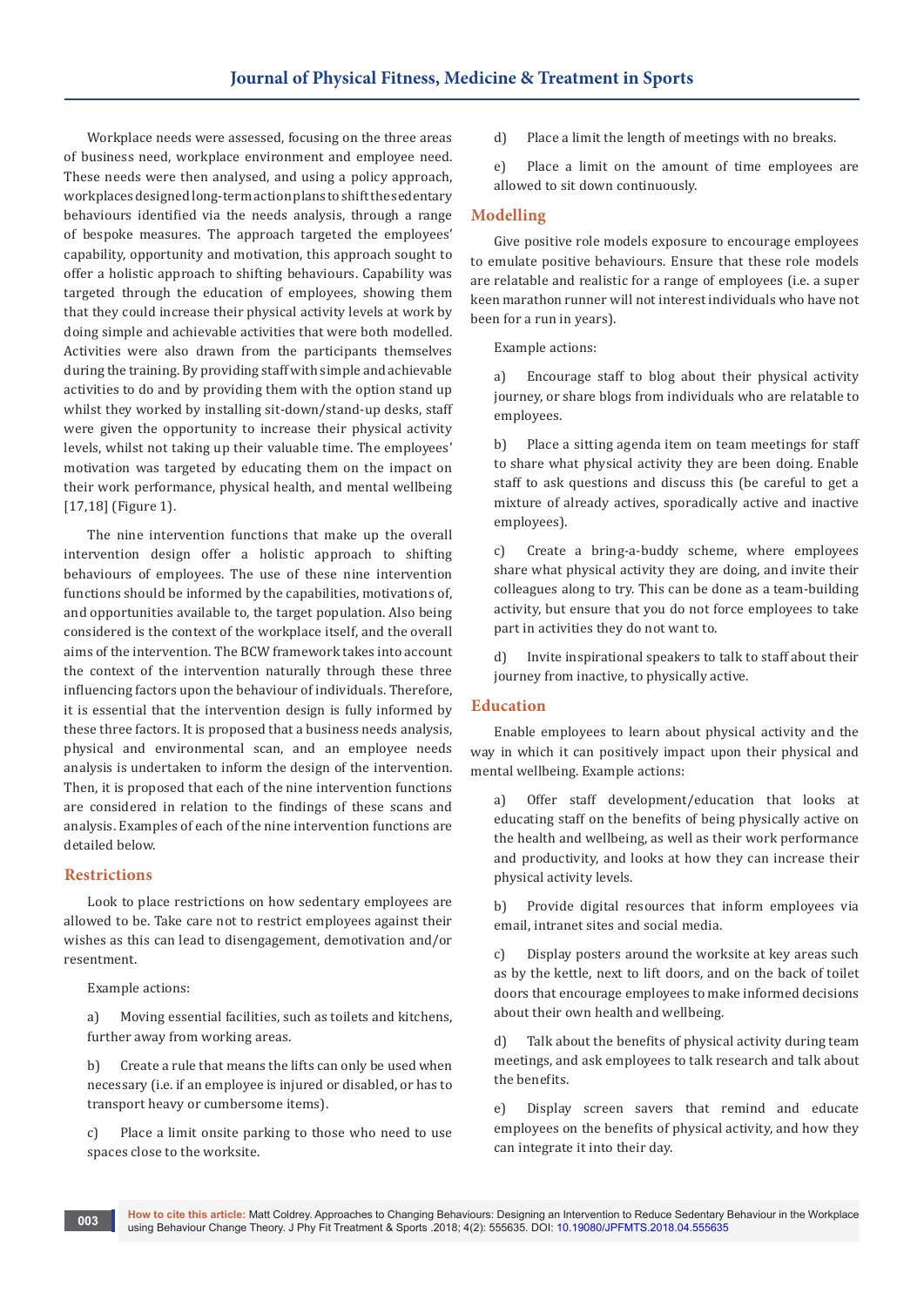Workplace needs were assessed, focusing on the three areas of business need, workplace environment and employee need. These needs were then analysed, and using a policy approach, workplaces designed long-term action plans to shift the sedentary behaviours identified via the needs analysis, through a range of bespoke measures. The approach targeted the employees' capability, opportunity and motivation, this approach sought to offer a holistic approach to shifting behaviours. Capability was targeted through the education of employees, showing them that they could increase their physical activity levels at work by doing simple and achievable activities that were both modelled. Activities were also drawn from the participants themselves during the training. By providing staff with simple and achievable activities to do and by providing them with the option stand up whilst they worked by installing sit-down/stand-up desks, staff were given the opportunity to increase their physical activity levels, whilst not taking up their valuable time. The employees' motivation was targeted by educating them on the impact on their work performance, physical health, and mental wellbeing [17,18] (Figure 1).

The nine intervention functions that make up the overall intervention design offer a holistic approach to shifting behaviours of employees. The use of these nine intervention functions should be informed by the capabilities, motivations of, and opportunities available to, the target population. Also being considered is the context of the workplace itself, and the overall aims of the intervention. The BCW framework takes into account the context of the intervention naturally through these three influencing factors upon the behaviour of individuals. Therefore, it is essential that the intervention design is fully informed by these three factors. It is proposed that a business needs analysis, physical and environmental scan, and an employee needs analysis is undertaken to inform the design of the intervention. Then, it is proposed that each of the nine intervention functions are considered in relation to the findings of these scans and analysis. Examples of each of the nine intervention functions are detailed below.

## Restrictions

Look to place restrictions on how sedentary employees are allowed to be. Take care not to restrict employees against their wishes as this can lead to disengagement, demotivation and/or resentment.

Example actions:

a) Moving essential facilities, such as toilets and kitchens, further away from working areas.

b) Create a rule that means the lifts can only be used when necessary (i.e. if an employee is injured or disabled, or has to transport heavy or cumbersome items).

c) Place a limit onsite parking to those who need to use spaces close to the worksite.

d) Place a limit the length of meetings with no breaks.

e) Place a limit on the amount of time employees are allowed to sit down continuously.

## Modelling

Give positive role models exposure to encourage employees to emulate positive behaviours. Ensure that these role models are relatable and realistic for a range of employees (i.e. a super keen marathon runner will not interest individuals who have not been for a run in years).

Example actions:

a) Encourage staff to blog about their physical activity journey, or share blogs from individuals who are relatable to employees.

b) Place a sitting agenda item on team meetings for staff to share what physical activity they are been doing. Enable staff to ask questions and discuss this (be careful to get a mixture of already actives, sporadically active and inactive employees).

c) Create a bring-a-buddy scheme, where employees share what physical activity they are doing, and invite their colleagues along to try. This can be done as a team-building activity, but ensure that you do not force employees to take part in activities they do not want to.

d) Invite inspirational speakers to talk to staff about their journey from inactive, to physically active.

## Education

Enable employees to learn about physical activity and the way in which it can positively impact upon their physical and mental wellbeing. Example actions:

a) Offer staff development/education that looks at educating staff on the benefits of being physically active on the health and wellbeing, as well as their work performance and productivity, and looks at how they can increase their physical activity levels.

b) Provide digital resources that inform employees via email, intranet sites and social media.

c) Display posters around the worksite at key areas such as by the kettle, next to lift doors, and on the back of toilet doors that encourage employees to make informed decisions about their own health and wellbeing.

d) Talk about the benefits of physical activity during team meetings, and ask employees to talk research and talk about the benefits.

e) Display screen savers that remind and educate employees on the benefits of physical activity, and how they can integrate it into their day.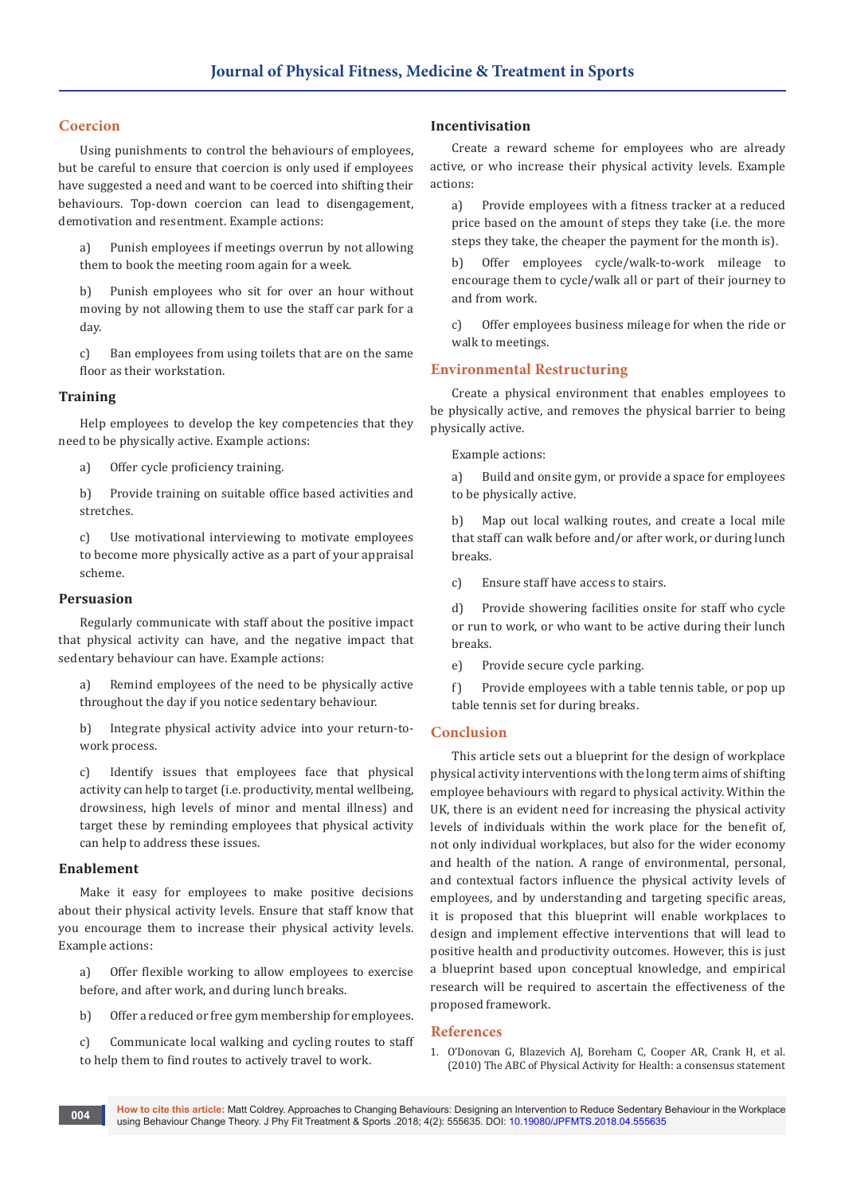## Coercion

Using punishments to control the behaviours of employees, but be careful to ensure that coercion is only used if employees have suggested a need and want to be coerced into shifting their behaviours. Top-down coercion can lead to disengagement, demotivation and resentment. Example actions:

a) Punish employees if meetings overrun by not allowing them to book the meeting room again for a week.

b) Punish employees who sit for over an hour without moving by not allowing them to use the staff car park for a day.

c) Ban employees from using toilets that are on the same floor as their workstation.

### Training

Help employees to develop the key competencies that they need to be physically active. Example actions:

a) Offer cycle proficiency training.

b) Provide training on suitable office based activities and stretches.

c) Use motivational interviewing to motivate employees to become more physically active as a part of your appraisal scheme.

### Persuasion

Regularly communicate with staff about the positive impact that physical activity can have, and the negative impact that sedentary behaviour can have. Example actions:

a) Remind employees of the need to be physically active throughout the day if you notice sedentary behaviour.

b) Integrate physical activity advice into your return-to-work process.

c) Identify issues that employees face that physical activity can help to target (i.e. productivity, mental wellbeing, drowsiness, high levels of minor and mental illness) and target these by reminding employees that physical activity can help to address these issues.

### Enablement

Make it easy for employees to make positive decisions about their physical activity levels. Ensure that staff know that you encourage them to increase their physical activity levels. Example actions:

a) Offer flexible working to allow employees to exercise before, and after work, and during lunch breaks.

b) Offer a reduced or free gym membership for employees.

c) Communicate local walking and cycling routes to staff to help them to find routes to actively travel to work.

### Incentivisation

Create a reward scheme for employees who are already active, or who increase their physical activity levels. Example actions:

a) Provide employees with a fitness tracker at a reduced price based on the amount of steps they take (i.e. the more steps they take, the cheaper the payment for the month is).

b) Offer employees cycle/walk-to-work mileage to encourage them to cycle/walk all or part of their journey to and from work.

c) Offer employees business mileage for when the ride or walk to meetings.

## Environmental Restructuring

Create a physical environment that enables employees to be physically active, and removes the physical barrier to being physically active.

Example actions:

a) Build and onsite gym, or provide a space for employees to be physically active.

b) Map out local walking routes, and create a local mile that staff can walk before and/or after work, or during lunch breaks.

c) Ensure staff have access to stairs.

d) Provide showering facilities onsite for staff who cycle or run to work, or who want to be active during their lunch breaks.

e) Provide secure cycle parking.

f) Provide employees with a table tennis table, or pop up table tennis set for during breaks.

## Conclusion

This article sets out a blueprint for the design of workplace physical activity interventions with the long term aims of shifting employee behaviours with regard to physical activity. Within the UK, there is an evident need for increasing the physical activity levels of individuals within the work place for the benefit of, not only individual workplaces, but also for the wider economy and health of the nation. A range of environmental, personal, and contextual factors influence the physical activity levels of employees, and by understanding and targeting specific areas, it is proposed that this blueprint will enable workplaces to design and implement effective interventions that will lead to positive health and productivity outcomes. However, this is just a blueprint based upon conceptual knowledge, and empirical research will be required to ascertain the effectiveness of the proposed framework.

## References

1. O'Donovan G, Blazevich AJ, Boreham C, Cooper AR, Crank H, et al. (2010) The ABC of Physical Activity for Health: a consensus statement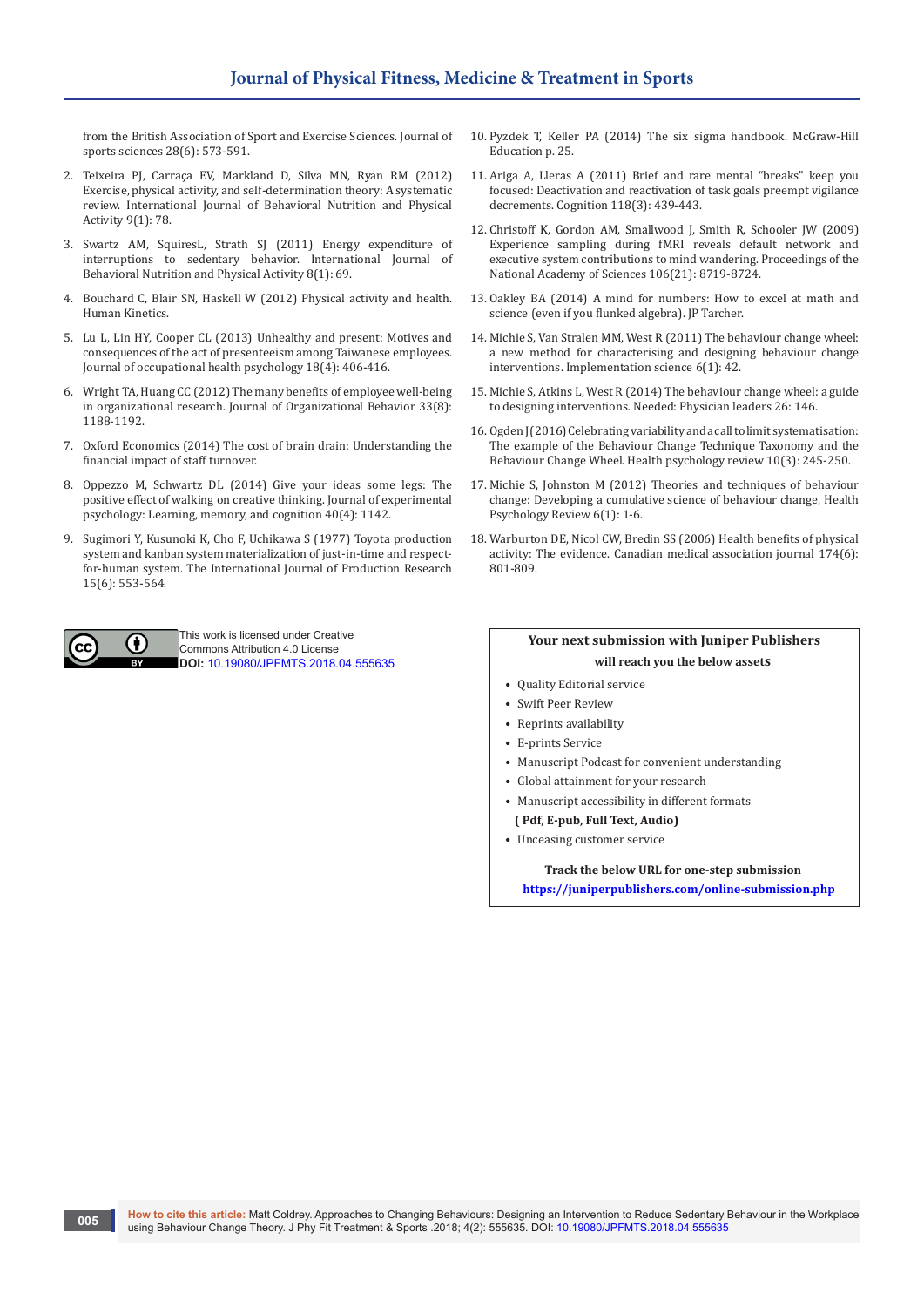from the British Association of Sport and Exercise Sciences. Journal of sports sciences 28(6): 573-591.

2. Teixeira PJ, Carraça EV, Markland D, Silva MN, Ryan RM (2012) Exercise, physical activity, and self-determination theory: A systematic review. International Journal of Behavioral Nutrition and Physical Activity 9(1): 78.

3. Swartz AM, SquiresL, Strath SJ (2011) Energy expenditure of interruptions to sedentary behavior. International Journal of Behavioral Nutrition and Physical Activity 8(1): 69.

4. Bouchard C, Blair SN, Haskell W (2012) Physical activity and health. Human Kinetics.

5. Lu L, Lin HY, Cooper CL (2013) Unhealthy and present: Motives and consequences of the act of presenteeism among Taiwanese employees. Journal of occupational health psychology 18(4): 406-416.

6. Wright TA, Huang CC (2012) The many benefits of employee well-being in organizational research. Journal of Organizational Behavior 33(8): 1188-1192.

7. Oxford Economics (2014) The cost of brain drain: Understanding the financial impact of staff turnover.

8. Oppezzo M, Schwartz DL (2014) Give your ideas some legs: The positive effect of walking on creative thinking. Journal of experimental psychology: Learning, memory, and cognition 40(4): 1142.

9. Sugimori Y, Kusunoki K, Cho F, Uchikawa S (1977) Toyota production system and kanban system materialization of just-in-time and respect-for-human system. The International Journal of Production Research 15(6): 553-564.

10. Pyzdek T, Keller PA (2014) The six sigma handbook. McGraw-Hill Education p. 25.

11. Ariga A, Lleras A (2011) Brief and rare mental "breaks" keep you focused: Deactivation and reactivation of task goals preempt vigilance decrements. Cognition 118(3): 439-443.

12. Christoff K, Gordon AM, Smallwood J, Smith R, Schooler JW (2009) Experience sampling during fMRI reveals default network and executive system contributions to mind wandering. Proceedings of the National Academy of Sciences 106(21): 8719-8724.

13. Oakley BA (2014) A mind for numbers: How to excel at math and science (even if you flunked algebra). JP Tarcher.

14. Michie S, Van Stralen MM, West R (2011) The behaviour change wheel: a new method for characterising and designing behaviour change interventions. Implementation science 6(1): 42.

15. Michie S, Atkins L, West R (2014) The behaviour change wheel: a guide to designing interventions. Needed: Physician leaders 26: 146.

16. Ogden J (2016) Celebrating variability and a call to limit systematisation: The example of the Behaviour Change Technique Taxonomy and the Behaviour Change Wheel. Health psychology review 10(3): 245-250.

17. Michie S, Johnston M (2012) Theories and techniques of behaviour change: Developing a cumulative science of behaviour change, Health Psychology Review 6(1): 1-6.

18. Warburton DE, Nicol CW, Bredin SS (2006) Health benefits of physical activity: The evidence. Canadian medical association journal 174(6): 801-809.

This work is licensed under Creative Commons Attribution 4.0 License
**DOI:** 10.19080/JPFMTS.2018.04.555635

**Your next submission with Juniper Publishers**
**will reach you the below assets**

- Quality Editorial service
- Swift Peer Review
- Reprints availability
- E-prints Service
- Manuscript Podcast for convenient understanding
- Global attainment for your research
- Manuscript accessibility in different formats
  **( Pdf, E-pub, Full Text, Audio)**
- Unceasing customer service

**Track the below URL for one-step submission**
**https://juniperpublishers.com/online-submission.php**

**How to cite this article:** Matt Coldrey. Approaches to Changing Behaviours: Designing an Intervention to Reduce Sedentary Behaviour in the Workplace using Behaviour Change Theory. J Phy Fit Treatment & Sports .2018; 4(2): 555635. DOI: 10.19080/JPFMTS.2018.04.555635